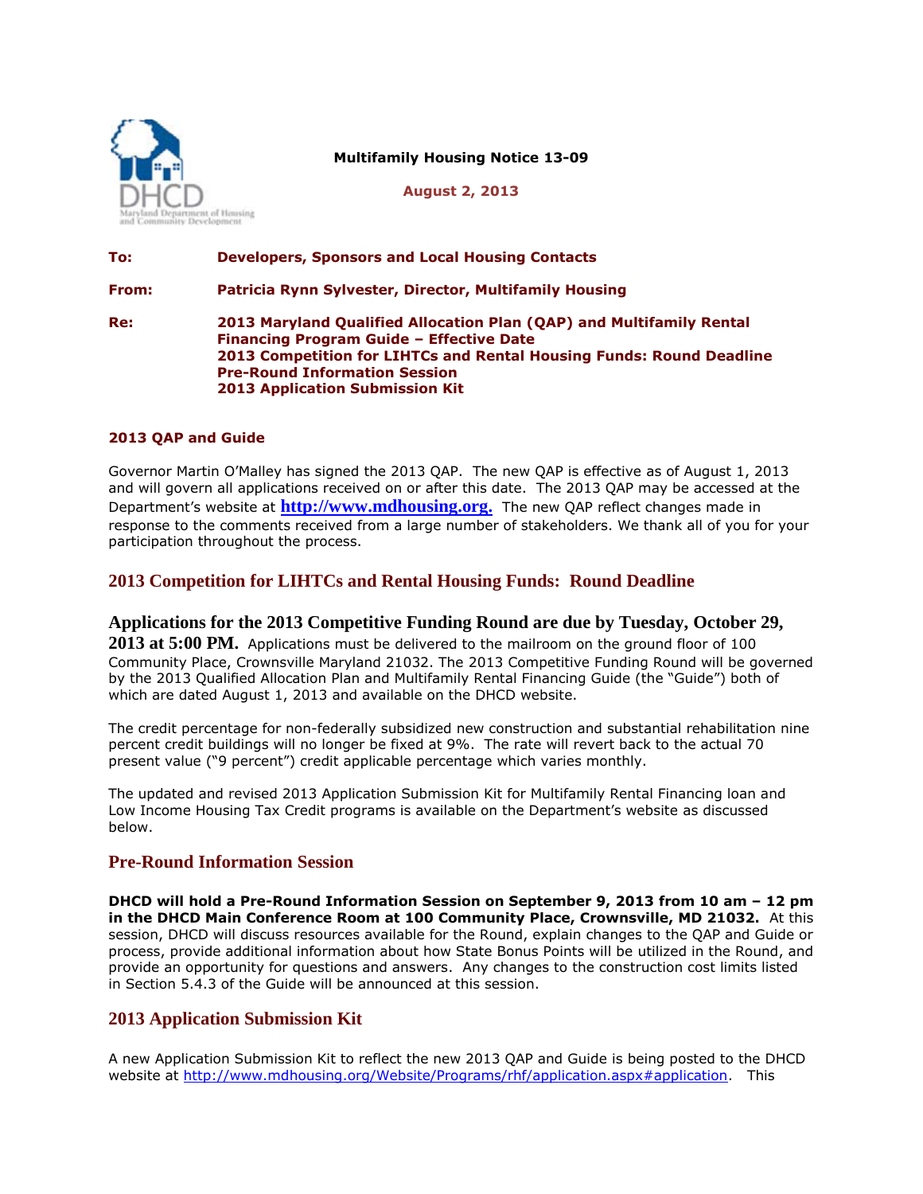**Multifamily Housing Notice 13-09**

**August 2, 2013**

**To:** **Developers, Sponsors and Local Housing Contacts**

**From:** **Patricia Rynn Sylvester, Director, Multifamily Housing**

**Re:** **2013 Maryland Qualified Allocation Plan (QAP) and Multifamily Rental Financing Program Guide – Effective Date**
**2013 Competition for LIHTCs and Rental Housing Funds: Round Deadline**
**Pre-Round Information Session**
**2013 Application Submission Kit**

### 2013 QAP and Guide

Governor Martin O'Malley has signed the 2013 QAP. The new QAP is effective as of August 1, 2013 and will govern all applications received on or after this date. The 2013 QAP may be accessed at the Department's website at **http://www.mdhousing.org.** The new QAP reflect changes made in response to the comments received from a large number of stakeholders. We thank all of you for your participation throughout the process.

## 2013 Competition for LIHTCs and Rental Housing Funds: Round Deadline

**Applications for the 2013 Competitive Funding Round are due by Tuesday, October 29, 2013 at 5:00 PM.** Applications must be delivered to the mailroom on the ground floor of 100 Community Place, Crownsville Maryland 21032. The 2013 Competitive Funding Round will be governed by the 2013 Qualified Allocation Plan and Multifamily Rental Financing Guide (the "Guide") both of which are dated August 1, 2013 and available on the DHCD website.

The credit percentage for non-federally subsidized new construction and substantial rehabilitation nine percent credit buildings will no longer be fixed at 9%. The rate will revert back to the actual 70 present value ("9 percent") credit applicable percentage which varies monthly.

The updated and revised 2013 Application Submission Kit for Multifamily Rental Financing loan and Low Income Housing Tax Credit programs is available on the Department's website as discussed below.

## Pre-Round Information Session

**DHCD will hold a Pre-Round Information Session on September 9, 2013 from 10 am – 12 pm in the DHCD Main Conference Room at 100 Community Place, Crownsville, MD 21032.** At this session, DHCD will discuss resources available for the Round, explain changes to the QAP and Guide or process, provide additional information about how State Bonus Points will be utilized in the Round, and provide an opportunity for questions and answers. Any changes to the construction cost limits listed in Section 5.4.3 of the Guide will be announced at this session.

## 2013 Application Submission Kit

A new Application Submission Kit to reflect the new 2013 QAP and Guide is being posted to the DHCD website at http://www.mdhousing.org/Website/Programs/rhf/application.aspx#application. This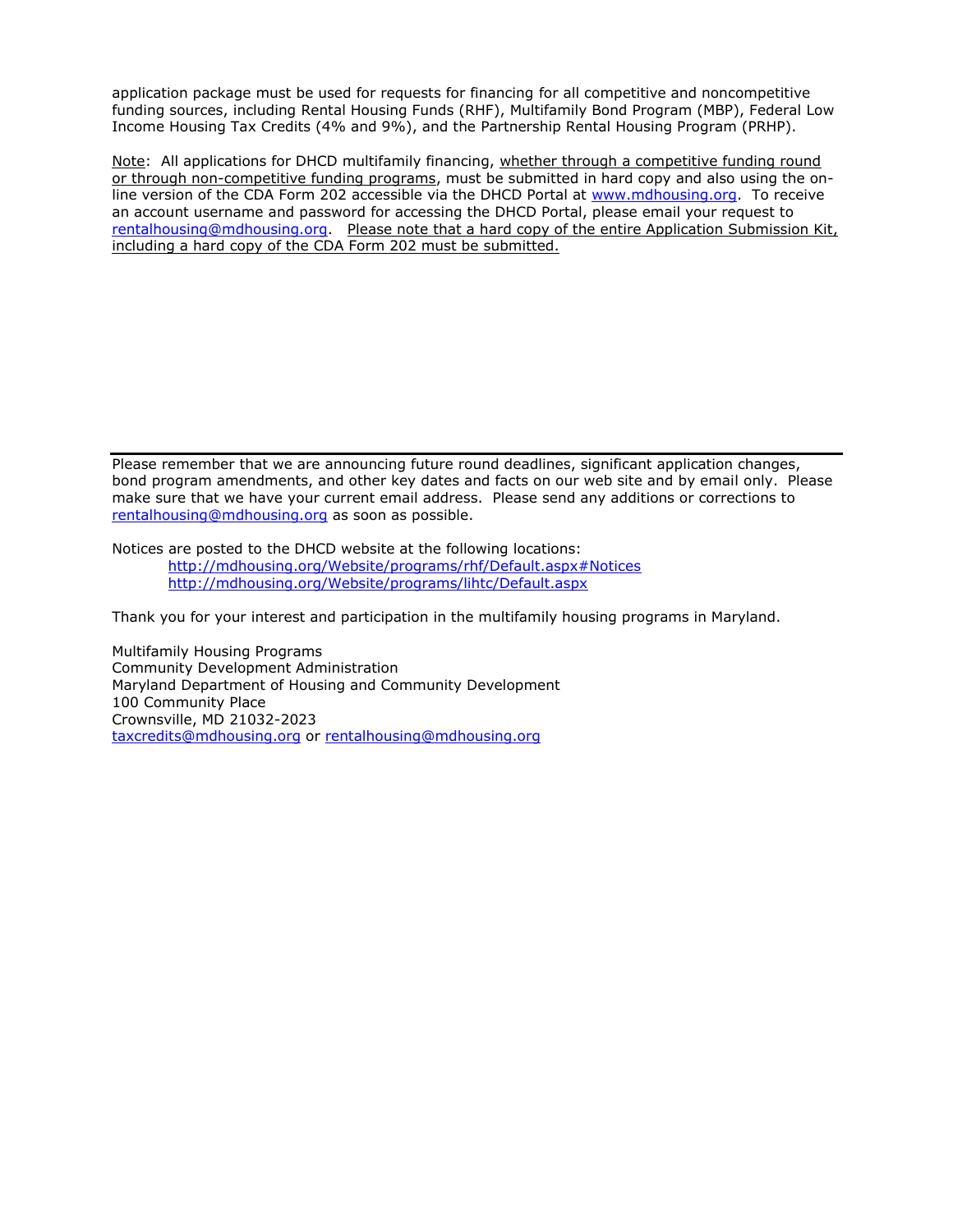application package must be used for requests for financing for all competitive and noncompetitive funding sources, including Rental Housing Funds (RHF), Multifamily Bond Program (MBP), Federal Low Income Housing Tax Credits (4% and 9%), and the Partnership Rental Housing Program (PRHP).

Note: All applications for DHCD multifamily financing, whether through a competitive funding round or through non-competitive funding programs, must be submitted in hard copy and also using the on-line version of the CDA Form 202 accessible via the DHCD Portal at www.mdhousing.org. To receive an account username and password for accessing the DHCD Portal, please email your request to rentalhousing@mdhousing.org. Please note that a hard copy of the entire Application Submission Kit, including a hard copy of the CDA Form 202 must be submitted.

---

Please remember that we are announcing future round deadlines, significant application changes, bond program amendments, and other key dates and facts on our web site and by email only. Please make sure that we have your current email address. Please send any additions or corrections to rentalhousing@mdhousing.org as soon as possible.

Notices are posted to the DHCD website at the following locations:

http://mdhousing.org/Website/programs/rhf/Default.aspx#Notices
http://mdhousing.org/Website/programs/lihtc/Default.aspx

Thank you for your interest and participation in the multifamily housing programs in Maryland.

Multifamily Housing Programs
Community Development Administration
Maryland Department of Housing and Community Development
100 Community Place
Crownsville, MD 21032-2023
taxcredits@mdhousing.org or rentalhousing@mdhousing.org